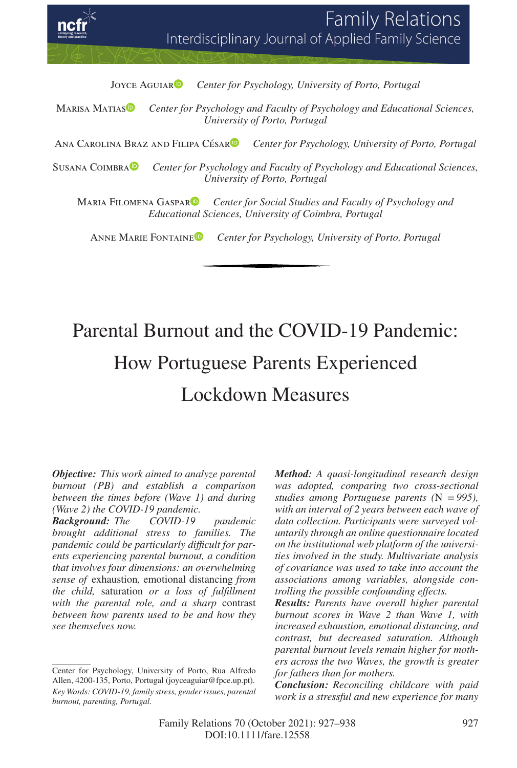Joyce Aguiar Center for Psychology, University of Porto, Portugal

Marisa Matias Center for Psychology and Faculty of Psychology and Educational Sciences, University of Porto, Portugal

Ana Carolina Braz and Filipa César Center for Psychology, University of Porto, Portugal

Susana Coimbra Center for Psychology and Faculty of Psychology and Educational Sciences, University of Porto, Portugal

Maria Filomena Gaspar Center for Social Studies and Faculty of Psychology and Educational Sciences, University of Coimbra, Portugal

Anne Marie Fontaine Center for Psychology, University of Porto, Portugal

# Parental Burnout and the COVID-19 Pandemic: How Portuguese Parents Experienced Lockdown Measures

***Objective:*** *This work aimed to analyze parental burnout (PB) and establish a comparison between the times before (Wave 1) and during (Wave 2) the COVID-19 pandemic.*

***Background:*** *The COVID-19 pandemic brought additional stress to families. The pandemic could be particularly difficult for parents experiencing parental burnout, a condition that involves four dimensions: an overwhelming sense of* exhaustion*,* emotional distancing *from the child,* saturation *or a loss of fulfillment with the parental role, and a sharp* contrast *between how parents used to be and how they see themselves now.*

***Method:*** *A quasi-longitudinal research design was adopted, comparing two cross-sectional studies among Portuguese parents (*N *= 995), with an interval of 2 years between each wave of data collection. Participants were surveyed voluntarily through an online questionnaire located on the institutional web platform of the universities involved in the study. Multivariate analysis of covariance was used to take into account the associations among variables, alongside controlling the possible confounding effects.*

***Results:*** *Parents have overall higher parental burnout scores in Wave 2 than Wave 1, with increased exhaustion, emotional distancing, and contrast, but decreased saturation. Although parental burnout levels remain higher for mothers across the two Waves, the growth is greater for fathers than for mothers.*

***Conclusion:*** *Reconciling childcare with paid work is a stressful and new experience for many*

---

Center for Psychology, University of Porto, Rua Alfredo Allen, 4200-135, Porto, Portugal (joyceaguiar@fpce.up.pt).

*Key Words: COVID-19, family stress, gender issues, parental burnout, parenting, Portugal.*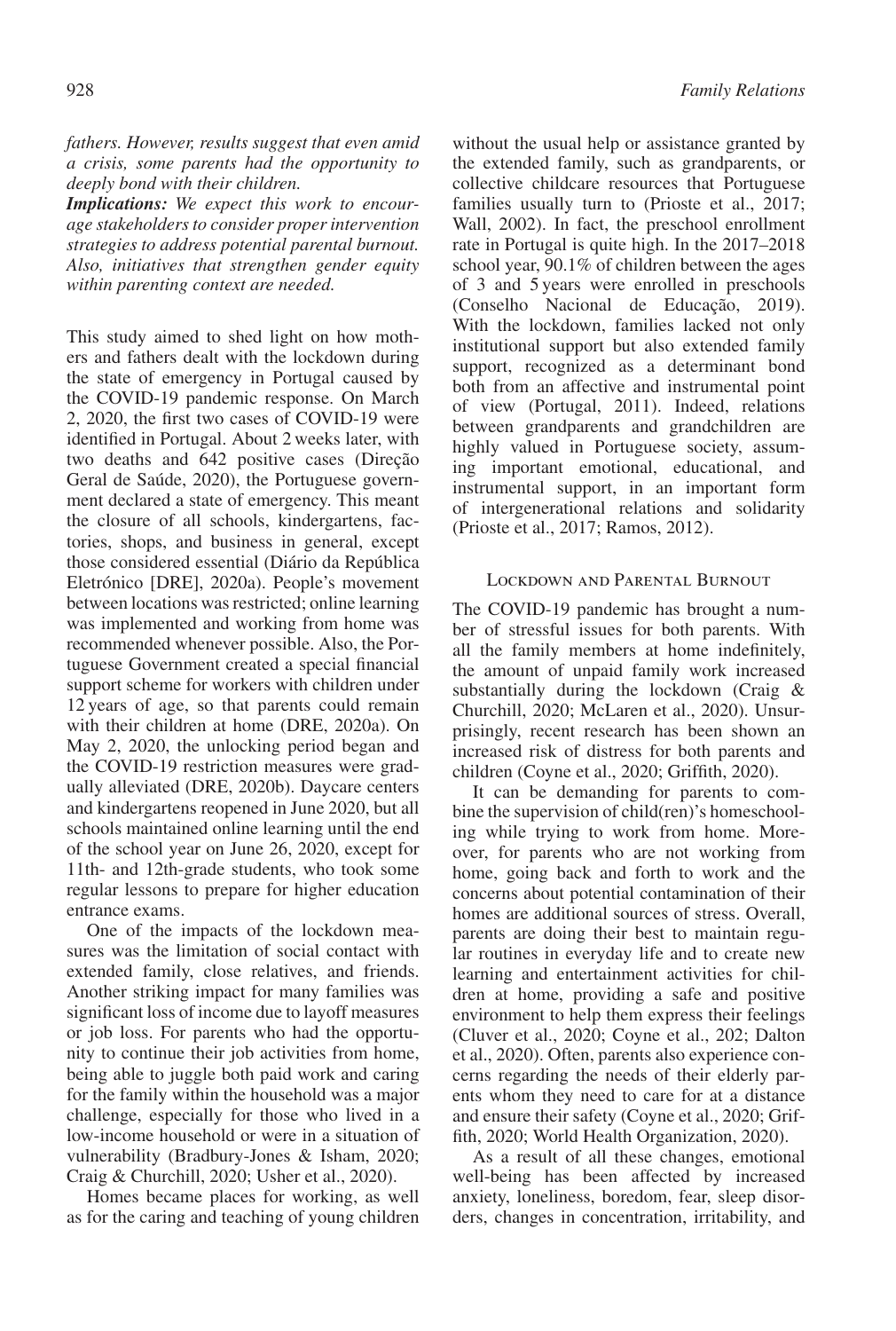*fathers. However, results suggest that even amid a crisis, some parents had the opportunity to deeply bond with their children.*

***Implications:*** *We expect this work to encourage stakeholders to consider proper intervention strategies to address potential parental burnout. Also, initiatives that strengthen gender equity within parenting context are needed.*

This study aimed to shed light on how mothers and fathers dealt with the lockdown during the state of emergency in Portugal caused by the COVID-19 pandemic response. On March 2, 2020, the first two cases of COVID-19 were identified in Portugal. About 2 weeks later, with two deaths and 642 positive cases (Direção Geral de Saúde, 2020), the Portuguese government declared a state of emergency. This meant the closure of all schools, kindergartens, factories, shops, and business in general, except those considered essential (Diário da República Eletrónico [DRE], 2020a). People's movement between locations was restricted; online learning was implemented and working from home was recommended whenever possible. Also, the Portuguese Government created a special financial support scheme for workers with children under 12 years of age, so that parents could remain with their children at home (DRE, 2020a). On May 2, 2020, the unlocking period began and the COVID-19 restriction measures were gradually alleviated (DRE, 2020b). Daycare centers and kindergartens reopened in June 2020, but all schools maintained online learning until the end of the school year on June 26, 2020, except for 11th- and 12th-grade students, who took some regular lessons to prepare for higher education entrance exams.

One of the impacts of the lockdown measures was the limitation of social contact with extended family, close relatives, and friends. Another striking impact for many families was significant loss of income due to layoff measures or job loss. For parents who had the opportunity to continue their job activities from home, being able to juggle both paid work and caring for the family within the household was a major challenge, especially for those who lived in a low-income household or were in a situation of vulnerability (Bradbury-Jones & Isham, 2020; Craig & Churchill, 2020; Usher et al., 2020).

Homes became places for working, as well as for the caring and teaching of young children without the usual help or assistance granted by the extended family, such as grandparents, or collective childcare resources that Portuguese families usually turn to (Prioste et al., 2017; Wall, 2002). In fact, the preschool enrollment rate in Portugal is quite high. In the 2017–2018 school year, 90.1% of children between the ages of 3 and 5 years were enrolled in preschools (Conselho Nacional de Educação, 2019). With the lockdown, families lacked not only institutional support but also extended family support, recognized as a determinant bond both from an affective and instrumental point of view (Portugal, 2011). Indeed, relations between grandparents and grandchildren are highly valued in Portuguese society, assuming important emotional, educational, and instrumental support, in an important form of intergenerational relations and solidarity (Prioste et al., 2017; Ramos, 2012).

## Lockdown and Parental Burnout

The COVID-19 pandemic has brought a number of stressful issues for both parents. With all the family members at home indefinitely, the amount of unpaid family work increased substantially during the lockdown (Craig & Churchill, 2020; McLaren et al., 2020). Unsurprisingly, recent research has been shown an increased risk of distress for both parents and children (Coyne et al., 2020; Griffith, 2020).

It can be demanding for parents to combine the supervision of child(ren)'s homeschooling while trying to work from home. Moreover, for parents who are not working from home, going back and forth to work and the concerns about potential contamination of their homes are additional sources of stress. Overall, parents are doing their best to maintain regular routines in everyday life and to create new learning and entertainment activities for children at home, providing a safe and positive environment to help them express their feelings (Cluver et al., 2020; Coyne et al., 202; Dalton et al., 2020). Often, parents also experience concerns regarding the needs of their elderly parents whom they need to care for at a distance and ensure their safety (Coyne et al., 2020; Griffith, 2020; World Health Organization, 2020).

As a result of all these changes, emotional well-being has been affected by increased anxiety, loneliness, boredom, fear, sleep disorders, changes in concentration, irritability, and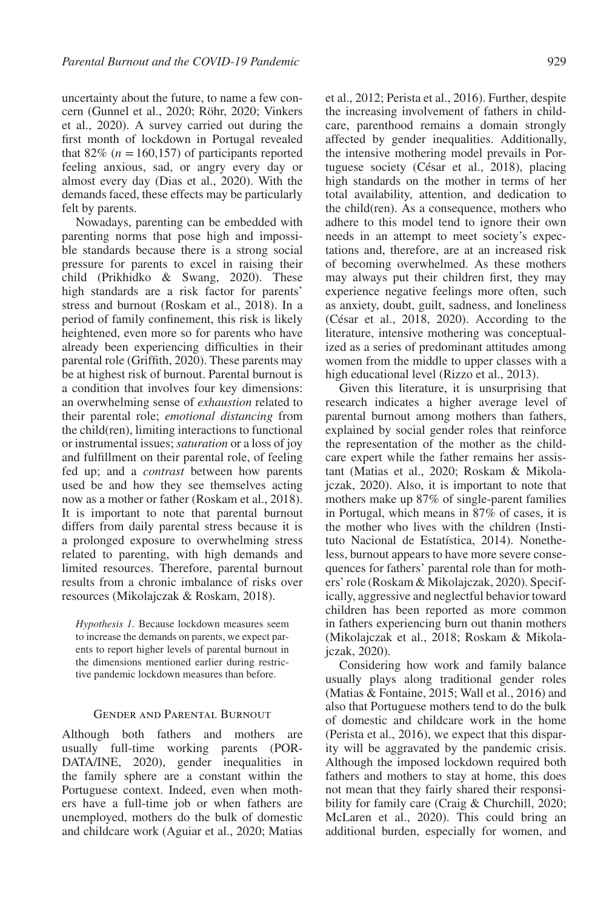uncertainty about the future, to name a few concern (Gunnel et al., 2020; Röhr, 2020; Vinkers et al., 2020). A survey carried out during the first month of lockdown in Portugal revealed that 82% ($n = 160{,}157$) of participants reported feeling anxious, sad, or angry every day or almost every day (Dias et al., 2020). With the demands faced, these effects may be particularly felt by parents.

Nowadays, parenting can be embedded with parenting norms that pose high and impossible standards because there is a strong social pressure for parents to excel in raising their child (Prikhidko & Swang, 2020). These high standards are a risk factor for parents' stress and burnout (Roskam et al., 2018). In a period of family confinement, this risk is likely heightened, even more so for parents who have already been experiencing difficulties in their parental role (Griffith, 2020). These parents may be at highest risk of burnout. Parental burnout is a condition that involves four key dimensions: an overwhelming sense of *exhaustion* related to their parental role; *emotional distancing* from the child(ren), limiting interactions to functional or instrumental issues; *saturation* or a loss of joy and fulfillment on their parental role, of feeling fed up; and a *contrast* between how parents used be and how they see themselves acting now as a mother or father (Roskam et al., 2018). It is important to note that parental burnout differs from daily parental stress because it is a prolonged exposure to overwhelming stress related to parenting, with high demands and limited resources. Therefore, parental burnout results from a chronic imbalance of risks over resources (Mikolajczak & Roskam, 2018).

> *Hypothesis 1.* Because lockdown measures seem to increase the demands on parents, we expect parents to report higher levels of parental burnout in the dimensions mentioned earlier during restrictive pandemic lockdown measures than before.

## Gender and Parental Burnout

Although both fathers and mothers are usually full-time working parents (PORDATA/INE, 2020), gender inequalities in the family sphere are a constant within the Portuguese context. Indeed, even when mothers have a full-time job or when fathers are unemployed, mothers do the bulk of domestic and childcare work (Aguiar et al., 2020; Matias et al., 2012; Perista et al., 2016). Further, despite the increasing involvement of fathers in childcare, parenthood remains a domain strongly affected by gender inequalities. Additionally, the intensive mothering model prevails in Portuguese society (César et al., 2018), placing high standards on the mother in terms of her total availability, attention, and dedication to the child(ren). As a consequence, mothers who adhere to this model tend to ignore their own needs in an attempt to meet society's expectations and, therefore, are at an increased risk of becoming overwhelmed. As these mothers may always put their children first, they may experience negative feelings more often, such as anxiety, doubt, guilt, sadness, and loneliness (César et al., 2018, 2020). According to the literature, intensive mothering was conceptualized as a series of predominant attitudes among women from the middle to upper classes with a high educational level (Rizzo et al., 2013).

Given this literature, it is unsurprising that research indicates a higher average level of parental burnout among mothers than fathers, explained by social gender roles that reinforce the representation of the mother as the childcare expert while the father remains her assistant (Matias et al., 2020; Roskam & Mikolajczak, 2020). Also, it is important to note that mothers make up 87% of single-parent families in Portugal, which means in 87% of cases, it is the mother who lives with the children (Instituto Nacional de Estatística, 2014). Nonetheless, burnout appears to have more severe consequences for fathers' parental role than for mothers' role (Roskam & Mikolajczak, 2020). Specifically, aggressive and neglectful behavior toward children has been reported as more common in fathers experiencing burn out thanin mothers (Mikolajczak et al., 2018; Roskam & Mikolajczak, 2020).

Considering how work and family balance usually plays along traditional gender roles (Matias & Fontaine, 2015; Wall et al., 2016) and also that Portuguese mothers tend to do the bulk of domestic and childcare work in the home (Perista et al., 2016), we expect that this disparity will be aggravated by the pandemic crisis. Although the imposed lockdown required both fathers and mothers to stay at home, this does not mean that they fairly shared their responsibility for family care (Craig & Churchill, 2020; McLaren et al., 2020). This could bring an additional burden, especially for women, and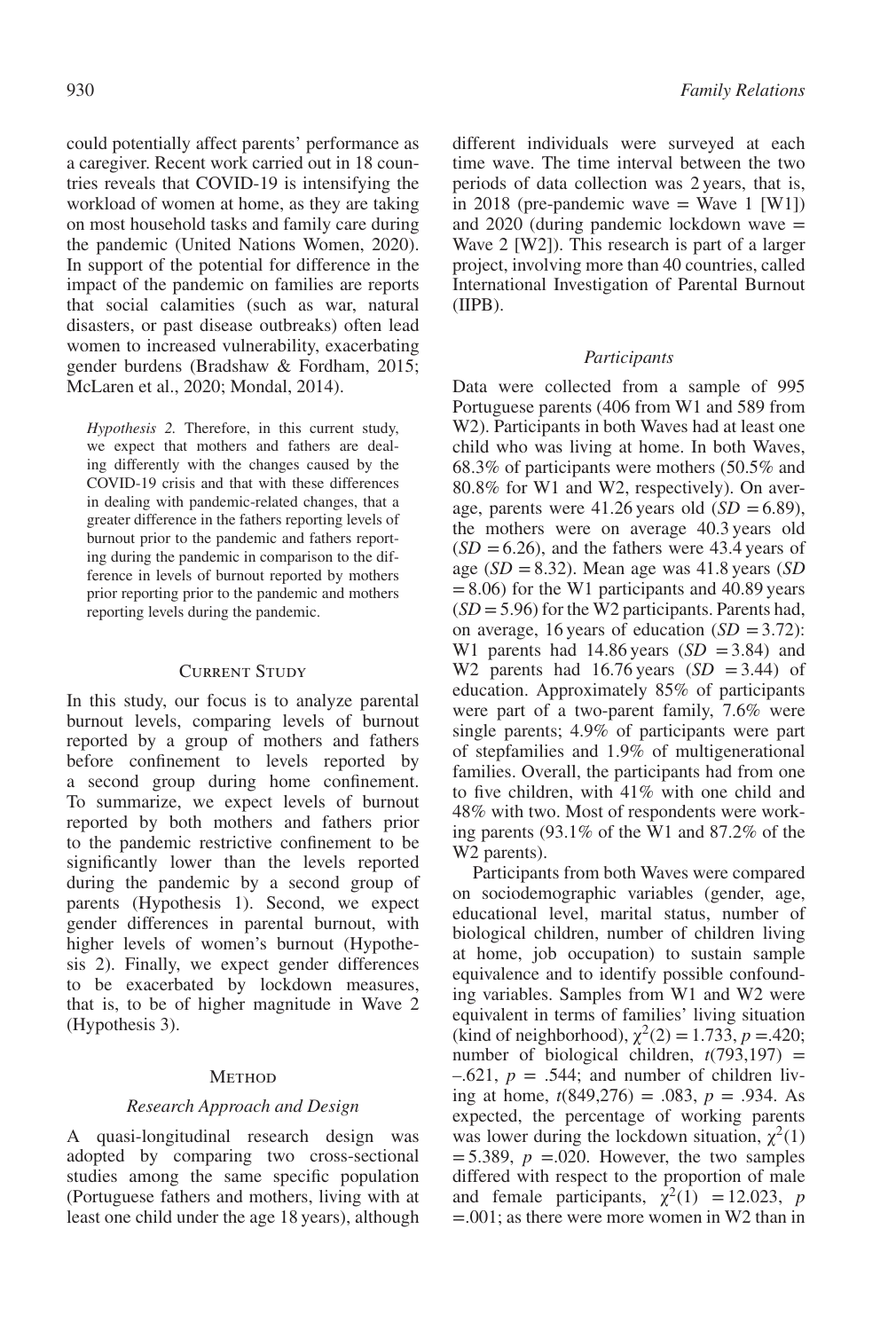could potentially affect parents' performance as a caregiver. Recent work carried out in 18 countries reveals that COVID-19 is intensifying the workload of women at home, as they are taking on most household tasks and family care during the pandemic (United Nations Women, 2020). In support of the potential for difference in the impact of the pandemic on families are reports that social calamities (such as war, natural disasters, or past disease outbreaks) often lead women to increased vulnerability, exacerbating gender burdens (Bradshaw & Fordham, 2015; McLaren et al., 2020; Mondal, 2014).

> *Hypothesis 2.* Therefore, in this current study, we expect that mothers and fathers are dealing differently with the changes caused by the COVID-19 crisis and that with these differences in dealing with pandemic-related changes, that a greater difference in the fathers reporting levels of burnout prior to the pandemic and fathers reporting during the pandemic in comparison to the difference in levels of burnout reported by mothers prior reporting prior to the pandemic and mothers reporting levels during the pandemic.

## Current Study

In this study, our focus is to analyze parental burnout levels, comparing levels of burnout reported by a group of mothers and fathers before confinement to levels reported by a second group during home confinement. To summarize, we expect levels of burnout reported by both mothers and fathers prior to the pandemic restrictive confinement to be significantly lower than the levels reported during the pandemic by a second group of parents (Hypothesis 1). Second, we expect gender differences in parental burnout, with higher levels of women's burnout (Hypothesis 2). Finally, we expect gender differences to be exacerbated by lockdown measures, that is, to be of higher magnitude in Wave 2 (Hypothesis 3).

## Method

### *Research Approach and Design*

A quasi-longitudinal research design was adopted by comparing two cross-sectional studies among the same specific population (Portuguese fathers and mothers, living with at least one child under the age 18 years), although different individuals were surveyed at each time wave. The time interval between the two periods of data collection was 2 years, that is, in 2018 (pre-pandemic wave = Wave 1 [W1]) and 2020 (during pandemic lockdown wave = Wave 2 [W2]). This research is part of a larger project, involving more than 40 countries, called International Investigation of Parental Burnout (IIPB).

### *Participants*

Data were collected from a sample of 995 Portuguese parents (406 from W1 and 589 from W2). Participants in both Waves had at least one child who was living at home. In both Waves, 68.3% of participants were mothers (50.5% and 80.8% for W1 and W2, respectively). On average, parents were 41.26 years old ($SD = 6.89$), the mothers were on average 40.3 years old ($SD = 6.26$), and the fathers were 43.4 years of age ($SD = 8.32$). Mean age was 41.8 years ($SD = 8.06$) for the W1 participants and 40.89 years ($SD = 5.96$) for the W2 participants. Parents had, on average, 16 years of education ($SD = 3.72$): W1 parents had 14.86 years ($SD = 3.84$) and W2 parents had 16.76 years ($SD = 3.44$) of education. Approximately 85% of participants were part of a two-parent family, 7.6% were single parents; 4.9% of participants were part of stepfamilies and 1.9% of multigenerational families. Overall, the participants had from one to five children, with 41% with one child and 48% with two. Most of respondents were working parents (93.1% of the W1 and 87.2% of the W2 parents).

Participants from both Waves were compared on sociodemographic variables (gender, age, educational level, marital status, number of biological children, number of children living at home, job occupation) to sustain sample equivalence and to identify possible confounding variables. Samples from W1 and W2 were equivalent in terms of families' living situation (kind of neighborhood), $\chi^2(2) = 1.733$, $p = .420$; number of biological children, $t(793{,}197) = -.621$, $p = .544$; and number of children living at home, $t(849{,}276) = .083$, $p = .934$. As expected, the percentage of working parents was lower during the lockdown situation, $\chi^2(1) = 5.389$, $p = .020$. However, the two samples differed with respect to the proportion of male and female participants, $\chi^2(1) = 12.023$, $p = .001$; as there were more women in W2 than in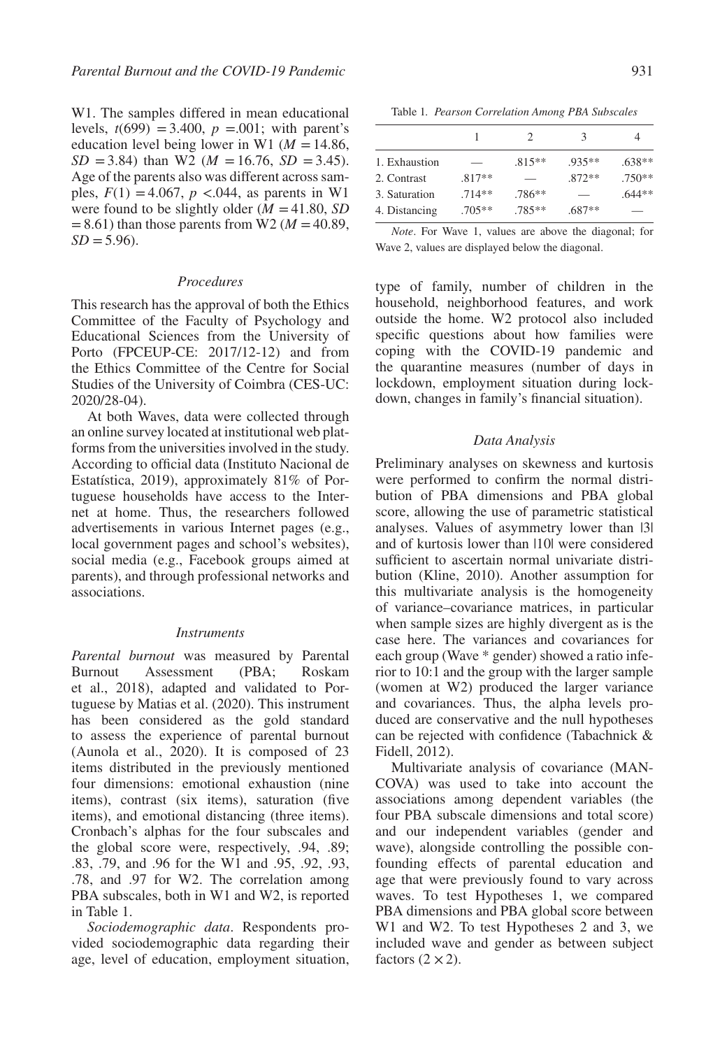W1. The samples differed in mean educational levels, $t(699) = 3.400$, $p = .001$; with parent's education level being lower in W1 ($M = 14.86$, $SD = 3.84$) than W2 ($M = 16.76$, $SD = 3.45$). Age of the parents also was different across samples, $F(1) = 4.067$, $p < .044$, as parents in W1 were found to be slightly older ($M = 41.80$, $SD = 8.61$) than those parents from W2 ($M = 40.89$, $SD = 5.96$).

### *Procedures*

This research has the approval of both the Ethics Committee of the Faculty of Psychology and Educational Sciences from the University of Porto (FPCEUP-CE: 2017/12-12) and from the Ethics Committee of the Centre for Social Studies of the University of Coimbra (CES-UC: 2020/28-04).

At both Waves, data were collected through an online survey located at institutional web platforms from the universities involved in the study. According to official data (Instituto Nacional de Estatística, 2019), approximately 81% of Portuguese households have access to the Internet at home. Thus, the researchers followed advertisements in various Internet pages (e.g., local government pages and school's websites), social media (e.g., Facebook groups aimed at parents), and through professional networks and associations.

### *Instruments*

*Parental burnout* was measured by Parental Burnout Assessment (PBA; Roskam et al., 2018), adapted and validated to Portuguese by Matias et al. (2020). This instrument has been considered as the gold standard to assess the experience of parental burnout (Aunola et al., 2020). It is composed of 23 items distributed in the previously mentioned four dimensions: emotional exhaustion (nine items), contrast (six items), saturation (five items), and emotional distancing (three items). Cronbach's alphas for the four subscales and the global score were, respectively, .94, .89; .83, .79, and .96 for the W1 and .95, .92, .93, .78, and .97 for W2. The correlation among PBA subscales, both in W1 and W2, is reported in Table 1.

Table 1. *Pearson Correlation Among PBA Subscales*

| | 1 | 2 | 3 | 4 |
|---|---|---|---|---|
| 1. Exhaustion | — | .815** | .935** | .638** |
| 2. Contrast | .817** | — | .872** | .750** |
| 3. Saturation | .714** | .786** | — | .644** |
| 4. Distancing | .705** | .785** | .687** | — |

*Note*. For Wave 1, values are above the diagonal; for Wave 2, values are displayed below the diagonal.

*Sociodemographic data*. Respondents provided sociodemographic data regarding their age, level of education, employment situation, type of family, number of children in the household, neighborhood features, and work outside the home. W2 protocol also included specific questions about how families were coping with the COVID-19 pandemic and the quarantine measures (number of days in lockdown, employment situation during lockdown, changes in family's financial situation).

### *Data Analysis*

Preliminary analyses on skewness and kurtosis were performed to confirm the normal distribution of PBA dimensions and PBA global score, allowing the use of parametric statistical analyses. Values of asymmetry lower than |3| and of kurtosis lower than |10| were considered sufficient to ascertain normal univariate distribution (Kline, 2010). Another assumption for this multivariate analysis is the homogeneity of variance–covariance matrices, in particular when sample sizes are highly divergent as is the case here. The variances and covariances for each group (Wave * gender) showed a ratio inferior to 10:1 and the group with the larger sample (women at W2) produced the larger variance and covariances. Thus, the alpha levels produced are conservative and the null hypotheses can be rejected with confidence (Tabachnick & Fidell, 2012).

Multivariate analysis of covariance (MANCOVA) was used to take into account the associations among dependent variables (the four PBA subscale dimensions and total score) and our independent variables (gender and wave), alongside controlling the possible confounding effects of parental education and age that were previously found to vary across waves. To test Hypotheses 1, we compared PBA dimensions and PBA global score between W1 and W2. To test Hypotheses 2 and 3, we included wave and gender as between subject factors ($2 \times 2$).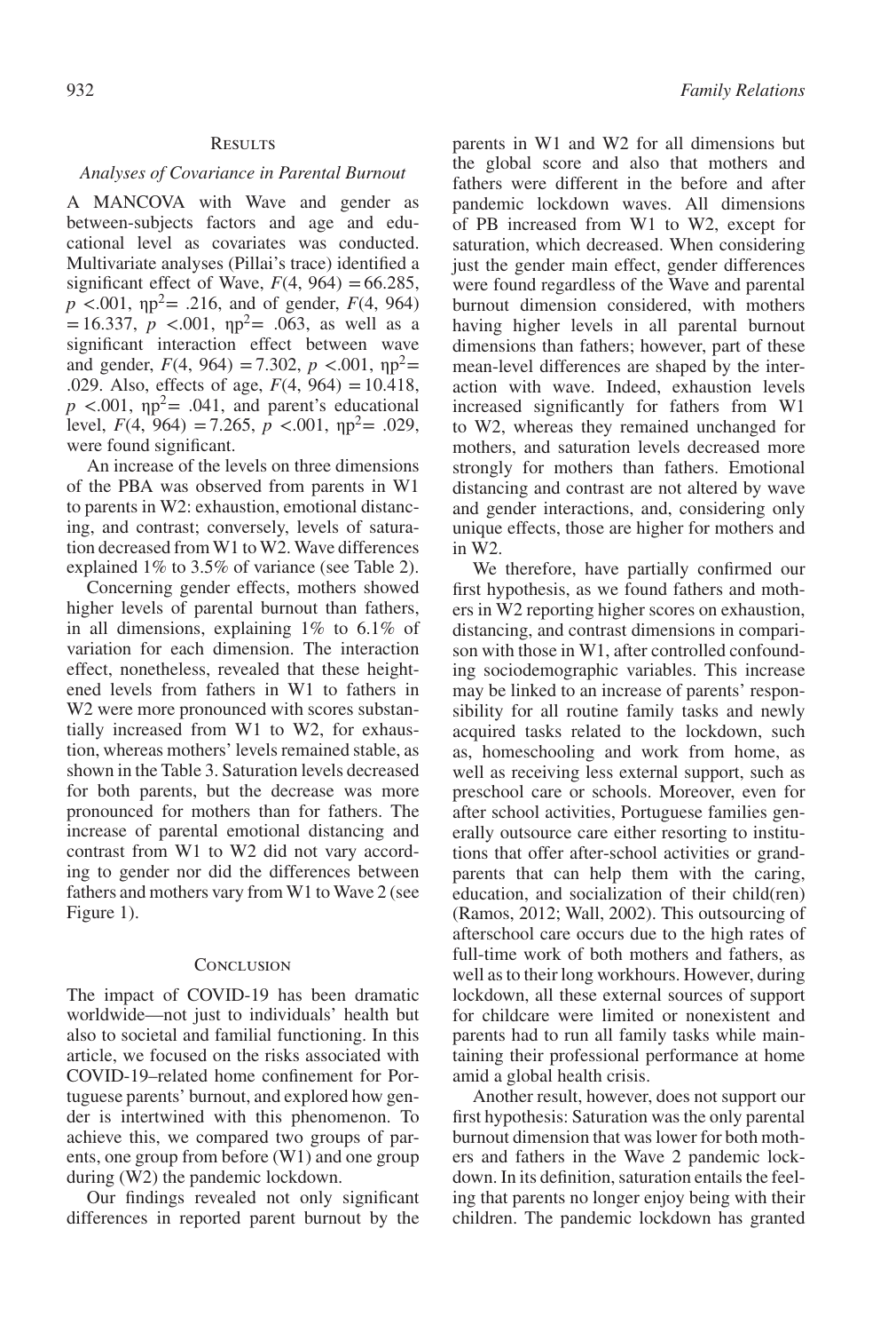## Results

### *Analyses of Covariance in Parental Burnout*

A MANCOVA with Wave and gender as between-subjects factors and age and educational level as covariates was conducted. Multivariate analyses (Pillai's trace) identified a significant effect of Wave, $F(4, 964) = 66.285$, $p < .001$, $\eta p^2 = .216$, and of gender, $F(4, 964) = 16.337$, $p < .001$, $\eta p^2 = .063$, as well as a significant interaction effect between wave and gender, $F(4, 964) = 7.302$, $p < .001$, $\eta p^2 = .029$. Also, effects of age, $F(4, 964) = 10.418$, $p < .001$, $\eta p^2 = .041$, and parent's educational level, $F(4, 964) = 7.265$, $p < .001$, $\eta p^2 = .029$, were found significant.

An increase of the levels on three dimensions of the PBA was observed from parents in W1 to parents in W2: exhaustion, emotional distancing, and contrast; conversely, levels of saturation decreased from W1 to W2. Wave differences explained 1% to 3.5% of variance (see Table 2).

Concerning gender effects, mothers showed higher levels of parental burnout than fathers, in all dimensions, explaining 1% to 6.1% of variation for each dimension. The interaction effect, nonetheless, revealed that these heightened levels from fathers in W1 to fathers in W2 were more pronounced with scores substantially increased from W1 to W2, for exhaustion, whereas mothers' levels remained stable, as shown in the Table 3. Saturation levels decreased for both parents, but the decrease was more pronounced for mothers than for fathers. The increase of parental emotional distancing and contrast from W1 to W2 did not vary according to gender nor did the differences between fathers and mothers vary from W1 to Wave 2 (see Figure 1).

## Conclusion

The impact of COVID-19 has been dramatic worldwide—not just to individuals' health but also to societal and familial functioning. In this article, we focused on the risks associated with COVID-19–related home confinement for Portuguese parents' burnout, and explored how gender is intertwined with this phenomenon. To achieve this, we compared two groups of parents, one group from before (W1) and one group during (W2) the pandemic lockdown.

Our findings revealed not only significant differences in reported parent burnout by the parents in W1 and W2 for all dimensions but the global score and also that mothers and fathers were different in the before and after pandemic lockdown waves. All dimensions of PB increased from W1 to W2, except for saturation, which decreased. When considering just the gender main effect, gender differences were found regardless of the Wave and parental burnout dimension considered, with mothers having higher levels in all parental burnout dimensions than fathers; however, part of these mean-level differences are shaped by the interaction with wave. Indeed, exhaustion levels increased significantly for fathers from W1 to W2, whereas they remained unchanged for mothers, and saturation levels decreased more strongly for mothers than fathers. Emotional distancing and contrast are not altered by wave and gender interactions, and, considering only unique effects, those are higher for mothers and in W2.

We therefore, have partially confirmed our first hypothesis, as we found fathers and mothers in W2 reporting higher scores on exhaustion, distancing, and contrast dimensions in comparison with those in W1, after controlled confounding sociodemographic variables. This increase may be linked to an increase of parents' responsibility for all routine family tasks and newly acquired tasks related to the lockdown, such as, homeschooling and work from home, as well as receiving less external support, such as preschool care or schools. Moreover, even for after school activities, Portuguese families generally outsource care either resorting to institutions that offer after-school activities or grandparents that can help them with the caring, education, and socialization of their child(ren) (Ramos, 2012; Wall, 2002). This outsourcing of afterschool care occurs due to the high rates of full-time work of both mothers and fathers, as well as to their long workhours. However, during lockdown, all these external sources of support for childcare were limited or nonexistent and parents had to run all family tasks while maintaining their professional performance at home amid a global health crisis.

Another result, however, does not support our first hypothesis: Saturation was the only parental burnout dimension that was lower for both mothers and fathers in the Wave 2 pandemic lockdown. In its definition, saturation entails the feeling that parents no longer enjoy being with their children. The pandemic lockdown has granted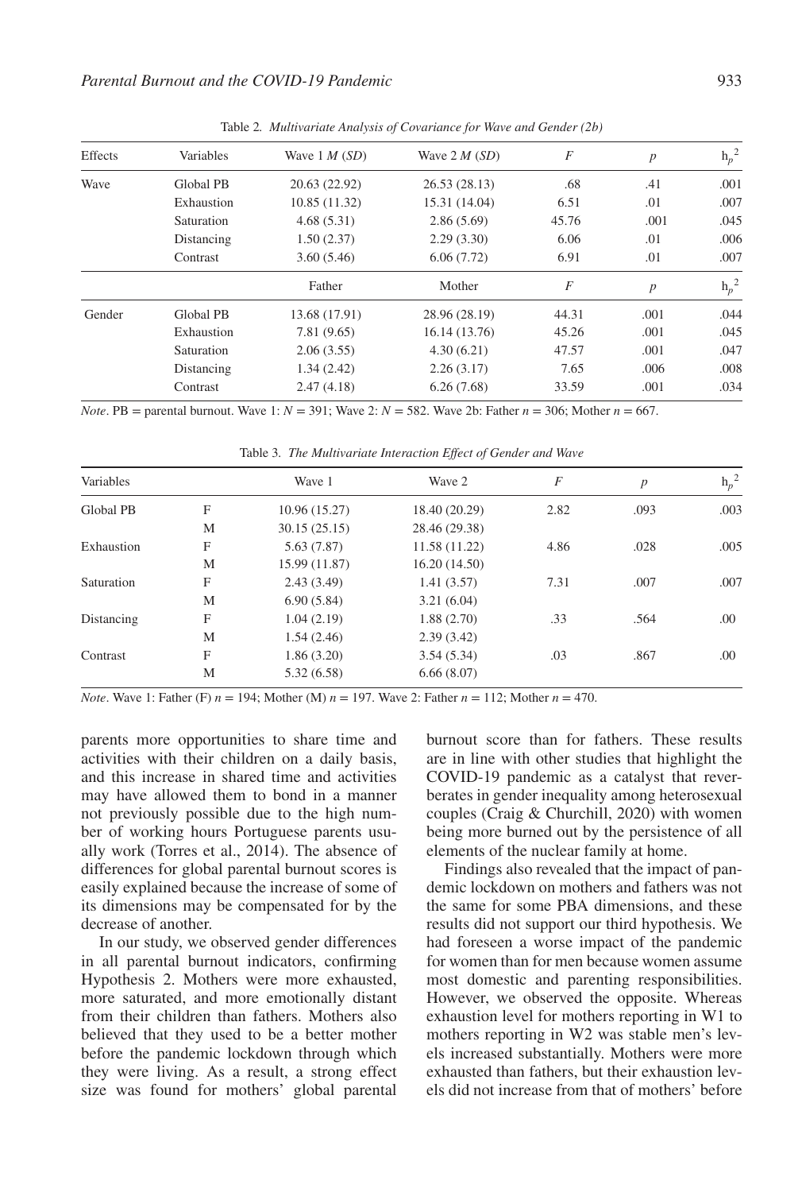Table 2. *Multivariate Analysis of Covariance for Wave and Gender (2b)*

| Effects | Variables | Wave 1 *M* (*SD*) | Wave 2 *M* (*SD*) | *F* | *p* | $h_p^2$ |
|---|---|---|---|---|---|---|
| Wave | Global PB | 20.63 (22.92) | 26.53 (28.13) | .68 | .41 | .001 |
| | Exhaustion | 10.85 (11.32) | 15.31 (14.04) | 6.51 | .01 | .007 |
| | Saturation | 4.68 (5.31) | 2.86 (5.69) | 45.76 | .001 | .045 |
| | Distancing | 1.50 (2.37) | 2.29 (3.30) | 6.06 | .01 | .006 |
| | Contrast | 3.60 (5.46) | 6.06 (7.72) | 6.91 | .01 | .007 |
| | | Father | Mother | *F* | *p* | $h_p^2$ |
| Gender | Global PB | 13.68 (17.91) | 28.96 (28.19) | 44.31 | .001 | .044 |
| | Exhaustion | 7.81 (9.65) | 16.14 (13.76) | 45.26 | .001 | .045 |
| | Saturation | 2.06 (3.55) | 4.30 (6.21) | 47.57 | .001 | .047 |
| | Distancing | 1.34 (2.42) | 2.26 (3.17) | 7.65 | .006 | .008 |
| | Contrast | 2.47 (4.18) | 6.26 (7.68) | 33.59 | .001 | .034 |

*Note*. PB = parental burnout. Wave 1: $N = 391$; Wave 2: $N = 582$. Wave 2b: Father $n = 306$; Mother $n = 667$.

Table 3. *The Multivariate Interaction Effect of Gender and Wave*

| Variables | | Wave 1 | Wave 2 | *F* | *p* | $h_p^2$ |
|---|---|---|---|---|---|---|
| Global PB | F | 10.96 (15.27) | 18.40 (20.29) | 2.82 | .093 | .003 |
| | M | 30.15 (25.15) | 28.46 (29.38) | | | |
| Exhaustion | F | 5.63 (7.87) | 11.58 (11.22) | 4.86 | .028 | .005 |
| | M | 15.99 (11.87) | 16.20 (14.50) | | | |
| Saturation | F | 2.43 (3.49) | 1.41 (3.57) | 7.31 | .007 | .007 |
| | M | 6.90 (5.84) | 3.21 (6.04) | | | |
| Distancing | F | 1.04 (2.19) | 1.88 (2.70) | .33 | .564 | .00 |
| | M | 1.54 (2.46) | 2.39 (3.42) | | | |
| Contrast | F | 1.86 (3.20) | 3.54 (5.34) | .03 | .867 | .00 |
| | M | 5.32 (6.58) | 6.66 (8.07) | | | |

*Note*. Wave 1: Father (F) $n = 194$; Mother (M) $n = 197$. Wave 2: Father $n = 112$; Mother $n = 470$.

parents more opportunities to share time and activities with their children on a daily basis, and this increase in shared time and activities may have allowed them to bond in a manner not previously possible due to the high number of working hours Portuguese parents usually work (Torres et al., 2014). The absence of differences for global parental burnout scores is easily explained because the increase of some of its dimensions may be compensated for by the decrease of another.

In our study, we observed gender differences in all parental burnout indicators, confirming Hypothesis 2. Mothers were more exhausted, more saturated, and more emotionally distant from their children than fathers. Mothers also believed that they used to be a better mother before the pandemic lockdown through which they were living. As a result, a strong effect size was found for mothers' global parental burnout score than for fathers. These results are in line with other studies that highlight the COVID-19 pandemic as a catalyst that reverberates in gender inequality among heterosexual couples (Craig & Churchill, 2020) with women being more burned out by the persistence of all elements of the nuclear family at home.

Findings also revealed that the impact of pandemic lockdown on mothers and fathers was not the same for some PBA dimensions, and these results did not support our third hypothesis. We had foreseen a worse impact of the pandemic for women than for men because women assume most domestic and parenting responsibilities. However, we observed the opposite. Whereas exhaustion level for mothers reporting in W1 to mothers reporting in W2 was stable men's levels increased substantially. Mothers were more exhausted than fathers, but their exhaustion levels did not increase from that of mothers' before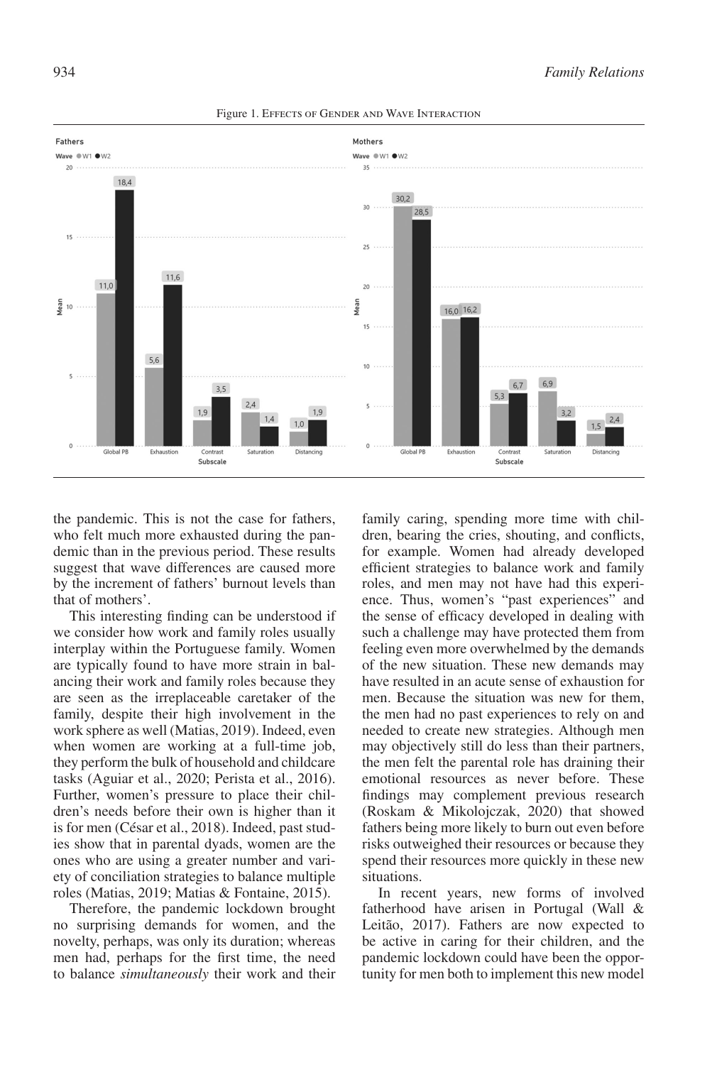Figure 1. Effects of Gender and Wave Interaction

the pandemic. This is not the case for fathers, who felt much more exhausted during the pandemic than in the previous period. These results suggest that wave differences are caused more by the increment of fathers' burnout levels than that of mothers'.

This interesting finding can be understood if we consider how work and family roles usually interplay within the Portuguese family. Women are typically found to have more strain in balancing their work and family roles because they are seen as the irreplaceable caretaker of the family, despite their high involvement in the work sphere as well (Matias, 2019). Indeed, even when women are working at a full-time job, they perform the bulk of household and childcare tasks (Aguiar et al., 2020; Perista et al., 2016). Further, women's pressure to place their children's needs before their own is higher than it is for men (César et al., 2018). Indeed, past studies show that in parental dyads, women are the ones who are using a greater number and variety of conciliation strategies to balance multiple roles (Matias, 2019; Matias & Fontaine, 2015).

Therefore, the pandemic lockdown brought no surprising demands for women, and the novelty, perhaps, was only its duration; whereas men had, perhaps for the first time, the need to balance *simultaneously* their work and their family caring, spending more time with children, bearing the cries, shouting, and conflicts, for example. Women had already developed efficient strategies to balance work and family roles, and men may not have had this experience. Thus, women's "past experiences" and the sense of efficacy developed in dealing with such a challenge may have protected them from feeling even more overwhelmed by the demands of the new situation. These new demands may have resulted in an acute sense of exhaustion for men. Because the situation was new for them, the men had no past experiences to rely on and needed to create new strategies. Although men may objectively still do less than their partners, the men felt the parental role has draining their emotional resources as never before. These findings may complement previous research (Roskam & Mikolojczak, 2020) that showed fathers being more likely to burn out even before risks outweighed their resources or because they spend their resources more quickly in these new situations.

In recent years, new forms of involved fatherhood have arisen in Portugal (Wall & Leitão, 2017). Fathers are now expected to be active in caring for their children, and the pandemic lockdown could have been the opportunity for men both to implement this new model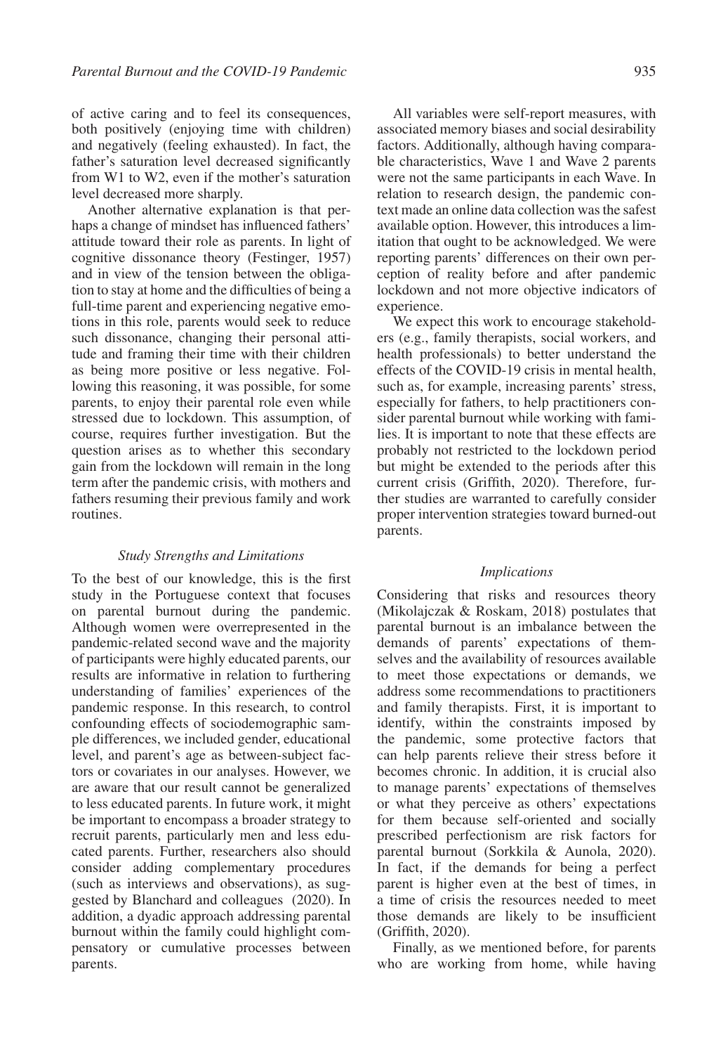of active caring and to feel its consequences, both positively (enjoying time with children) and negatively (feeling exhausted). In fact, the father's saturation level decreased significantly from W1 to W2, even if the mother's saturation level decreased more sharply.

Another alternative explanation is that perhaps a change of mindset has influenced fathers' attitude toward their role as parents. In light of cognitive dissonance theory (Festinger, 1957) and in view of the tension between the obligation to stay at home and the difficulties of being a full-time parent and experiencing negative emotions in this role, parents would seek to reduce such dissonance, changing their personal attitude and framing their time with their children as being more positive or less negative. Following this reasoning, it was possible, for some parents, to enjoy their parental role even while stressed due to lockdown. This assumption, of course, requires further investigation. But the question arises as to whether this secondary gain from the lockdown will remain in the long term after the pandemic crisis, with mothers and fathers resuming their previous family and work routines.

### *Study Strengths and Limitations*

To the best of our knowledge, this is the first study in the Portuguese context that focuses on parental burnout during the pandemic. Although women were overrepresented in the pandemic-related second wave and the majority of participants were highly educated parents, our results are informative in relation to furthering understanding of families' experiences of the pandemic response. In this research, to control confounding effects of sociodemographic sample differences, we included gender, educational level, and parent's age as between-subject factors or covariates in our analyses. However, we are aware that our result cannot be generalized to less educated parents. In future work, it might be important to encompass a broader strategy to recruit parents, particularly men and less educated parents. Further, researchers also should consider adding complementary procedures (such as interviews and observations), as suggested by Blanchard and colleagues (2020). In addition, a dyadic approach addressing parental burnout within the family could highlight compensatory or cumulative processes between parents.

All variables were self-report measures, with associated memory biases and social desirability factors. Additionally, although having comparable characteristics, Wave 1 and Wave 2 parents were not the same participants in each Wave. In relation to research design, the pandemic context made an online data collection was the safest available option. However, this introduces a limitation that ought to be acknowledged. We were reporting parents' differences on their own perception of reality before and after pandemic lockdown and not more objective indicators of experience.

We expect this work to encourage stakeholders (e.g., family therapists, social workers, and health professionals) to better understand the effects of the COVID-19 crisis in mental health, such as, for example, increasing parents' stress, especially for fathers, to help practitioners consider parental burnout while working with families. It is important to note that these effects are probably not restricted to the lockdown period but might be extended to the periods after this current crisis (Griffith, 2020). Therefore, further studies are warranted to carefully consider proper intervention strategies toward burned-out parents.

### *Implications*

Considering that risks and resources theory (Mikolajczak & Roskam, 2018) postulates that parental burnout is an imbalance between the demands of parents' expectations of themselves and the availability of resources available to meet those expectations or demands, we address some recommendations to practitioners and family therapists. First, it is important to identify, within the constraints imposed by the pandemic, some protective factors that can help parents relieve their stress before it becomes chronic. In addition, it is crucial also to manage parents' expectations of themselves or what they perceive as others' expectations for them because self-oriented and socially prescribed perfectionism are risk factors for parental burnout (Sorkkila & Aunola, 2020). In fact, if the demands for being a perfect parent is higher even at the best of times, in a time of crisis the resources needed to meet those demands are likely to be insufficient (Griffith, 2020).

Finally, as we mentioned before, for parents who are working from home, while having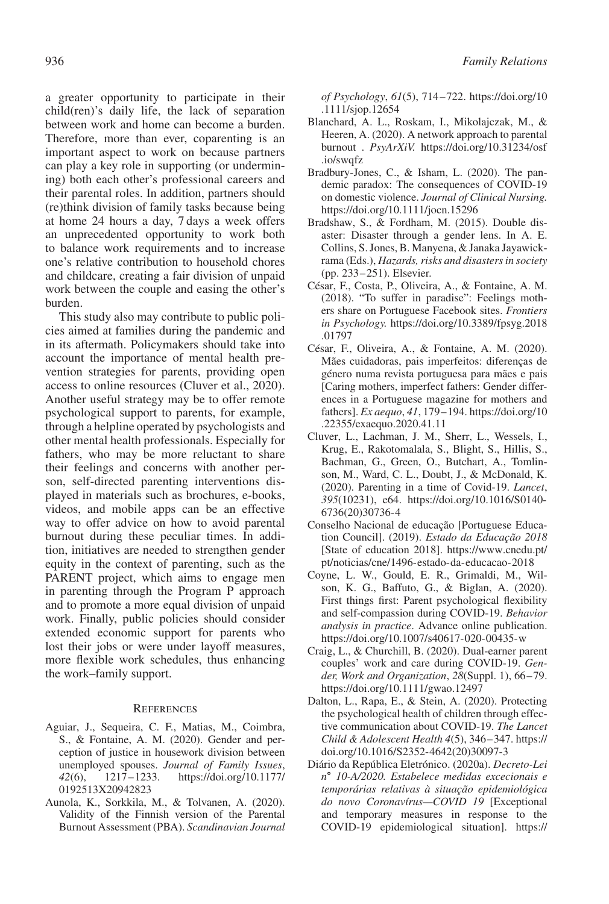a greater opportunity to participate in their child(ren)'s daily life, the lack of separation between work and home can become a burden. Therefore, more than ever, coparenting is an important aspect to work on because partners can play a key role in supporting (or undermining) both each other's professional careers and their parental roles. In addition, partners should (re)think division of family tasks because being at home 24 hours a day, 7 days a week offers an unprecedented opportunity to work both to balance work requirements and to increase one's relative contribution to household chores and childcare, creating a fair division of unpaid work between the couple and easing the other's burden.

This study also may contribute to public policies aimed at families during the pandemic and in its aftermath. Policymakers should take into account the importance of mental health prevention strategies for parents, providing open access to online resources (Cluver et al., 2020). Another useful strategy may be to offer remote psychological support to parents, for example, through a helpline operated by psychologists and other mental health professionals. Especially for fathers, who may be more reluctant to share their feelings and concerns with another person, self-directed parenting interventions displayed in materials such as brochures, e-books, videos, and mobile apps can be an effective way to offer advice on how to avoid parental burnout during these peculiar times. In addition, initiatives are needed to strengthen gender equity in the context of parenting, such as the PARENT project, which aims to engage men in parenting through the Program P approach and to promote a more equal division of unpaid work. Finally, public policies should consider extended economic support for parents who lost their jobs or were under layoff measures, more flexible work schedules, thus enhancing the work–family support.

## References

Aguiar, J., Sequeira, C. F., Matias, M., Coimbra, S., & Fontaine, A. M. (2020). Gender and perception of justice in housework division between unemployed spouses. *Journal of Family Issues*, *42*(6), 1217–1233. https://doi.org/10.1177/0192513X20942823

Aunola, K., Sorkkila, M., & Tolvanen, A. (2020). Validity of the Finnish version of the Parental Burnout Assessment (PBA). *Scandinavian Journal of Psychology*, *61*(5), 714–722. https://doi.org/10.1111/sjop.12654

Blanchard, A. L., Roskam, I., Mikolajczak, M., & Heeren, A. (2020). A network approach to parental burnout . *PsyArXiV.* https://doi.org/10.31234/osf.io/swqfz

Bradbury-Jones, C., & Isham, L. (2020). The pandemic paradox: The consequences of COVID-19 on domestic violence. *Journal of Clinical Nursing.* https://doi.org/10.1111/jocn.15296

Bradshaw, S., & Fordham, M. (2015). Double disaster: Disaster through a gender lens. In A. E. Collins, S. Jones, B. Manyena, & Janaka Jayawickrama (Eds.), *Hazards, risks and disasters in society* (pp. 233–251). Elsevier.

César, F., Costa, P., Oliveira, A., & Fontaine, A. M. (2018). "To suffer in paradise": Feelings mothers share on Portuguese Facebook sites. *Frontiers in Psychology.* https://doi.org/10.3389/fpsyg.2018.01797

César, F., Oliveira, A., & Fontaine, A. M. (2020). Mães cuidadoras, pais imperfeitos: diferenças de género numa revista portuguesa para mães e pais [Caring mothers, imperfect fathers: Gender differences in a Portuguese magazine for mothers and fathers]. *Ex aequo*, *41*, 179–194. https://doi.org/10.22355/exaequo.2020.41.11

Cluver, L., Lachman, J. M., Sherr, L., Wessels, I., Krug, E., Rakotomalala, S., Blight, S., Hillis, S., Bachman, G., Green, O., Butchart, A., Tomlinson, M., Ward, C. L., Doubt, J., & McDonald, K. (2020). Parenting in a time of Covid-19. *Lancet*, *395*(10231), e64. https://doi.org/10.1016/S0140-6736(20)30736-4

Conselho Nacional de educação [Portuguese Education Council]. (2019). *Estado da Educação 2018* [State of education 2018]. https://www.cnedu.pt/pt/noticias/cne/1496-estado-da-educacao-2018

Coyne, L. W., Gould, E. R., Grimaldi, M., Wilson, K. G., Baffuto, G., & Biglan, A. (2020). First things first: Parent psychological flexibility and self-compassion during COVID-19. *Behavior analysis in practice*. Advance online publication. https://doi.org/10.1007/s40617-020-00435-w

Craig, L., & Churchill, B. (2020). Dual-earner parent couples' work and care during COVID-19. *Gender, Work and Organization*, *28*(Suppl. 1), 66–79. https://doi.org/10.1111/gwao.12497

Dalton, L., Rapa, E., & Stein, A. (2020). Protecting the psychological health of children through effective communication about COVID-19. *The Lancet Child & Adolescent Health 4*(5), 346–347. https://doi.org/10.1016/S2352-4642(20)30097-3

Diário da República Eletrónico. (2020a). *Decreto-Lei n° 10-A/2020. Estabelece medidas excecionais e temporárias relativas à situação epidemiológica do novo Coronavírus—COVID 19* [Exceptional and temporary measures in response to the COVID-19 epidemiological situation]. https://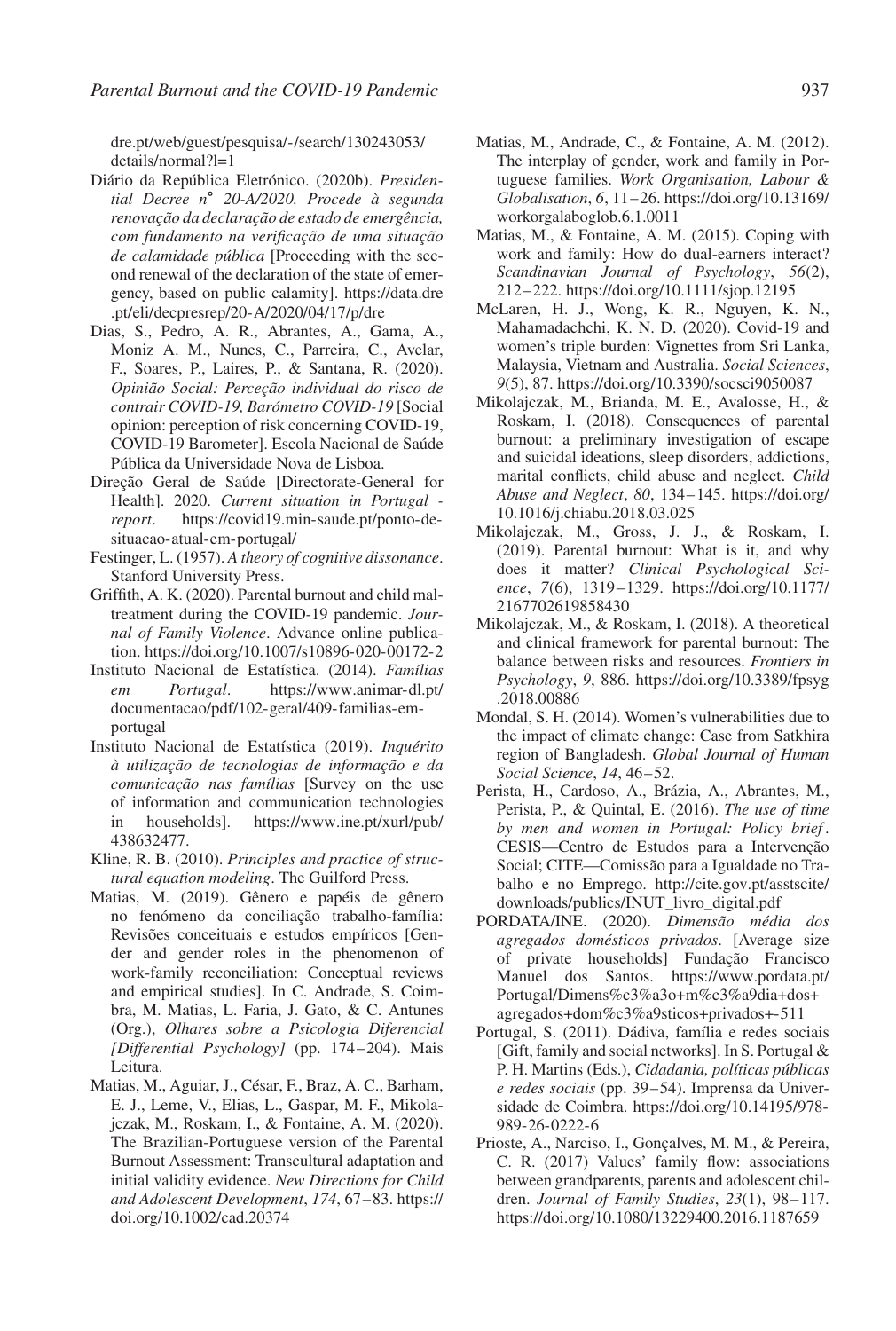dre.pt/web/guest/pesquisa/-/search/130243053/details/normal?l=1

Diário da República Eletrónico. (2020b). *Presidential Decree n° 20-A/2020. Procede à segunda renovação da declaração de estado de emergência, com fundamento na verificação de uma situação de calamidade pública* [Proceeding with the second renewal of the declaration of the state of emergency, based on public calamity]. https://data.dre.pt/eli/decpresrep/20-A/2020/04/17/p/dre

Dias, S., Pedro, A. R., Abrantes, A., Gama, A., Moniz A. M., Nunes, C., Parreira, C., Avelar, F., Soares, P., Laires, P., & Santana, R. (2020). *Opinião Social: Perceção individual do risco de contrair COVID-19, Barómetro COVID-19* [Social opinion: perception of risk concerning COVID-19, COVID-19 Barometer]. Escola Nacional de Saúde Pública da Universidade Nova de Lisboa.

Direção Geral de Saúde [Directorate-General for Health]. 2020. *Current situation in Portugal - report*. https://covid19.min-saude.pt/ponto-de-situacao-atual-em-portugal/

Festinger, L. (1957). *A theory of cognitive dissonance*. Stanford University Press.

Griffith, A. K. (2020). Parental burnout and child maltreatment during the COVID-19 pandemic. *Journal of Family Violence*. Advance online publication. https://doi.org/10.1007/s10896-020-00172-2

Instituto Nacional de Estatística. (2014). *Famílias em Portugal*. https://www.animar-dl.pt/documentacao/pdf/102-geral/409-familias-em-portugal

Instituto Nacional de Estatística (2019). *Inquérito à utilização de tecnologias de informação e da comunicação nas famílias* [Survey on the use of information and communication technologies in households]. https://www.ine.pt/xurl/pub/438632477.

Kline, R. B. (2010). *Principles and practice of structural equation modeling*. The Guilford Press.

Matias, M. (2019). Gênero e papéis de gênero no fenómeno da conciliação trabalho-família: Revisões conceituais e estudos empíricos [Gender and gender roles in the phenomenon of work-family reconciliation: Conceptual reviews and empirical studies]. In C. Andrade, S. Coimbra, M. Matias, L. Faria, J. Gato, & C. Antunes (Org.), *Olhares sobre a Psicologia Diferencial [Differential Psychology]* (pp. 174–204). Mais Leitura.

Matias, M., Aguiar, J., César, F., Braz, A. C., Barham, E. J., Leme, V., Elias, L., Gaspar, M. F., Mikolajczak, M., Roskam, I., & Fontaine, A. M. (2020). The Brazilian-Portuguese version of the Parental Burnout Assessment: Transcultural adaptation and initial validity evidence. *New Directions for Child and Adolescent Development*, *174*, 67–83. https://doi.org/10.1002/cad.20374

Matias, M., Andrade, C., & Fontaine, A. M. (2012). The interplay of gender, work and family in Portuguese families. *Work Organisation, Labour & Globalisation*, *6*, 11–26. https://doi.org/10.13169/workorgalaboglob.6.1.0011

Matias, M., & Fontaine, A. M. (2015). Coping with work and family: How do dual-earners interact? *Scandinavian Journal of Psychology*, *56*(2), 212–222. https://doi.org/10.1111/sjop.12195

McLaren, H. J., Wong, K. R., Nguyen, K. N., Mahamadachchi, K. N. D. (2020). Covid-19 and women's triple burden: Vignettes from Sri Lanka, Malaysia, Vietnam and Australia. *Social Sciences*, *9*(5), 87. https://doi.org/10.3390/socsci9050087

Mikolajczak, M., Brianda, M. E., Avalosse, H., & Roskam, I. (2018). Consequences of parental burnout: a preliminary investigation of escape and suicidal ideations, sleep disorders, addictions, marital conflicts, child abuse and neglect. *Child Abuse and Neglect*, *80*, 134–145. https://doi.org/10.1016/j.chiabu.2018.03.025

Mikolajczak, M., Gross, J. J., & Roskam, I. (2019). Parental burnout: What is it, and why does it matter? *Clinical Psychological Science*, *7*(6), 1319–1329. https://doi.org/10.1177/2167702619858430

Mikolajczak, M., & Roskam, I. (2018). A theoretical and clinical framework for parental burnout: The balance between risks and resources. *Frontiers in Psychology*, *9*, 886. https://doi.org/10.3389/fpsyg.2018.00886

Mondal, S. H. (2014). Women's vulnerabilities due to the impact of climate change: Case from Satkhira region of Bangladesh. *Global Journal of Human Social Science*, *14*, 46–52.

Perista, H., Cardoso, A., Brázia, A., Abrantes, M., Perista, P., & Quintal, E. (2016). *The use of time by men and women in Portugal: Policy brief*. CESIS—Centro de Estudos para a Intervenção Social; CITE—Comissão para a Igualdade no Trabalho e no Emprego. http://cite.gov.pt/asstscite/downloads/publics/INUT_livro_digital.pdf

PORDATA/INE. (2020). *Dimensão média dos agregados domésticos privados*. [Average size of private households] Fundação Francisco Manuel dos Santos. https://www.pordata.pt/Portugal/Dimens%c3%a3o+m%c3%a9dia+dos+agregados+dom%c3%a9sticos+privados+-511

Portugal, S. (2011). Dádiva, família e redes sociais [Gift, family and social networks]. In S. Portugal & P. H. Martins (Eds.), *Cidadania, políticas públicas e redes sociais* (pp. 39–54). Imprensa da Universidade de Coimbra. https://doi.org/10.14195/978-989-26-0222-6

Prioste, A., Narciso, I., Gonçalves, M. M., & Pereira, C. R. (2017) Values' family flow: associations between grandparents, parents and adolescent children. *Journal of Family Studies*, *23*(1), 98–117. https://doi.org/10.1080/13229400.2016.1187659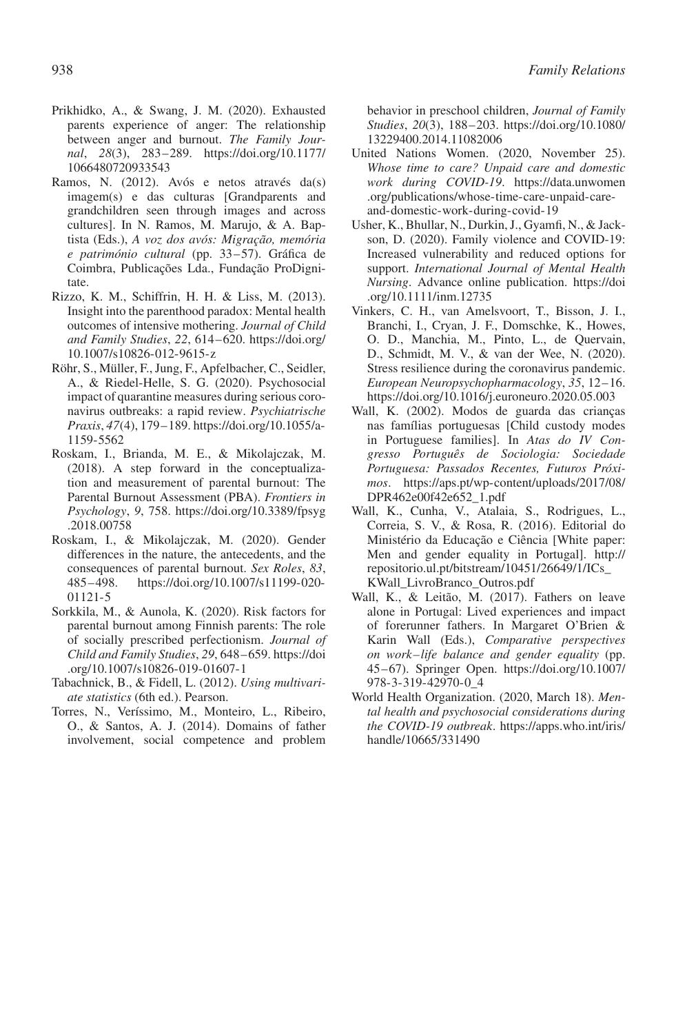Prikhidko, A., & Swang, J. M. (2020). Exhausted parents experience of anger: The relationship between anger and burnout. *The Family Journal*, *28*(3), 283–289. https://doi.org/10.1177/1066480720933543

Ramos, N. (2012). Avós e netos através da(s) imagem(s) e das culturas [Grandparents and grandchildren seen through images and across cultures]. In N. Ramos, M. Marujo, & A. Baptista (Eds.), *A voz dos avós: Migração, memória e património cultural* (pp. 33–57). Gráfica de Coimbra, Publicações Lda., Fundação ProDignitate.

Rizzo, K. M., Schiffrin, H. H. & Liss, M. (2013). Insight into the parenthood paradox: Mental health outcomes of intensive mothering. *Journal of Child and Family Studies*, *22*, 614–620. https://doi.org/10.1007/s10826-012-9615-z

Röhr, S., Müller, F., Jung, F., Apfelbacher, C., Seidler, A., & Riedel-Helle, S. G. (2020). Psychosocial impact of quarantine measures during serious coronavirus outbreaks: a rapid review. *Psychiatrische Praxis*, *47*(4), 179–189. https://doi.org/10.1055/a-1159-5562

Roskam, I., Brianda, M. E., & Mikolajczak, M. (2018). A step forward in the conceptualization and measurement of parental burnout: The Parental Burnout Assessment (PBA). *Frontiers in Psychology*, *9*, 758. https://doi.org/10.3389/fpsyg.2018.00758

Roskam, I., & Mikolajczak, M. (2020). Gender differences in the nature, the antecedents, and the consequences of parental burnout. *Sex Roles*, *83*, 485–498. https://doi.org/10.1007/s11199-020-01121-5

Sorkkila, M., & Aunola, K. (2020). Risk factors for parental burnout among Finnish parents: The role of socially prescribed perfectionism. *Journal of Child and Family Studies*, *29*, 648–659. https://doi.org/10.1007/s10826-019-01607-1

Tabachnick, B., & Fidell, L. (2012). *Using multivariate statistics* (6th ed.). Pearson.

Torres, N., Veríssimo, M., Monteiro, L., Ribeiro, O., & Santos, A. J. (2014). Domains of father involvement, social competence and problem behavior in preschool children, *Journal of Family Studies*, *20*(3), 188–203. https://doi.org/10.1080/13229400.2014.11082006

United Nations Women. (2020, November 25). *Whose time to care? Unpaid care and domestic work during COVID-19*. https://data.unwomen.org/publications/whose-time-care-unpaid-care-and-domestic-work-during-covid-19

Usher, K., Bhullar, N., Durkin, J., Gyamfi, N., & Jackson, D. (2020). Family violence and COVID-19: Increased vulnerability and reduced options for support. *International Journal of Mental Health Nursing*. Advance online publication. https://doi.org/10.1111/inm.12735

Vinkers, C. H., van Amelsvoort, T., Bisson, J. I., Branchi, I., Cryan, J. F., Domschke, K., Howes, O. D., Manchia, M., Pinto, L., de Quervain, D., Schmidt, M. V., & van der Wee, N. (2020). Stress resilience during the coronavirus pandemic. *European Neuropsychopharmacology*, *35*, 12–16. https://doi.org/10.1016/j.euroneuro.2020.05.003

Wall, K. (2002). Modos de guarda das crianças nas famílias portuguesas [Child custody modes in Portuguese families]. In *Atas do IV Congresso Português de Sociologia: Sociedade Portuguesa: Passados Recentes, Futuros Próximos*. https://aps.pt/wp-content/uploads/2017/08/DPR462e00f42e652_1.pdf

Wall, K., Cunha, V., Atalaia, S., Rodrigues, L., Correia, S. V., & Rosa, R. (2016). Editorial do Ministério da Educação e Ciência [White paper: Men and gender equality in Portugal]. http://repositorio.ul.pt/bitstream/10451/26649/1/ICs_KWall_LivroBranco_Outros.pdf

Wall, K., & Leitão, M. (2017). Fathers on leave alone in Portugal: Lived experiences and impact of forerunner fathers. In Margaret O'Brien & Karin Wall (Eds.), *Comparative perspectives on work–life balance and gender equality* (pp. 45–67). Springer Open. https://doi.org/10.1007/978-3-319-42970-0_4

World Health Organization. (2020, March 18). *Mental health and psychosocial considerations during the COVID-19 outbreak*. https://apps.who.int/iris/handle/10665/331490